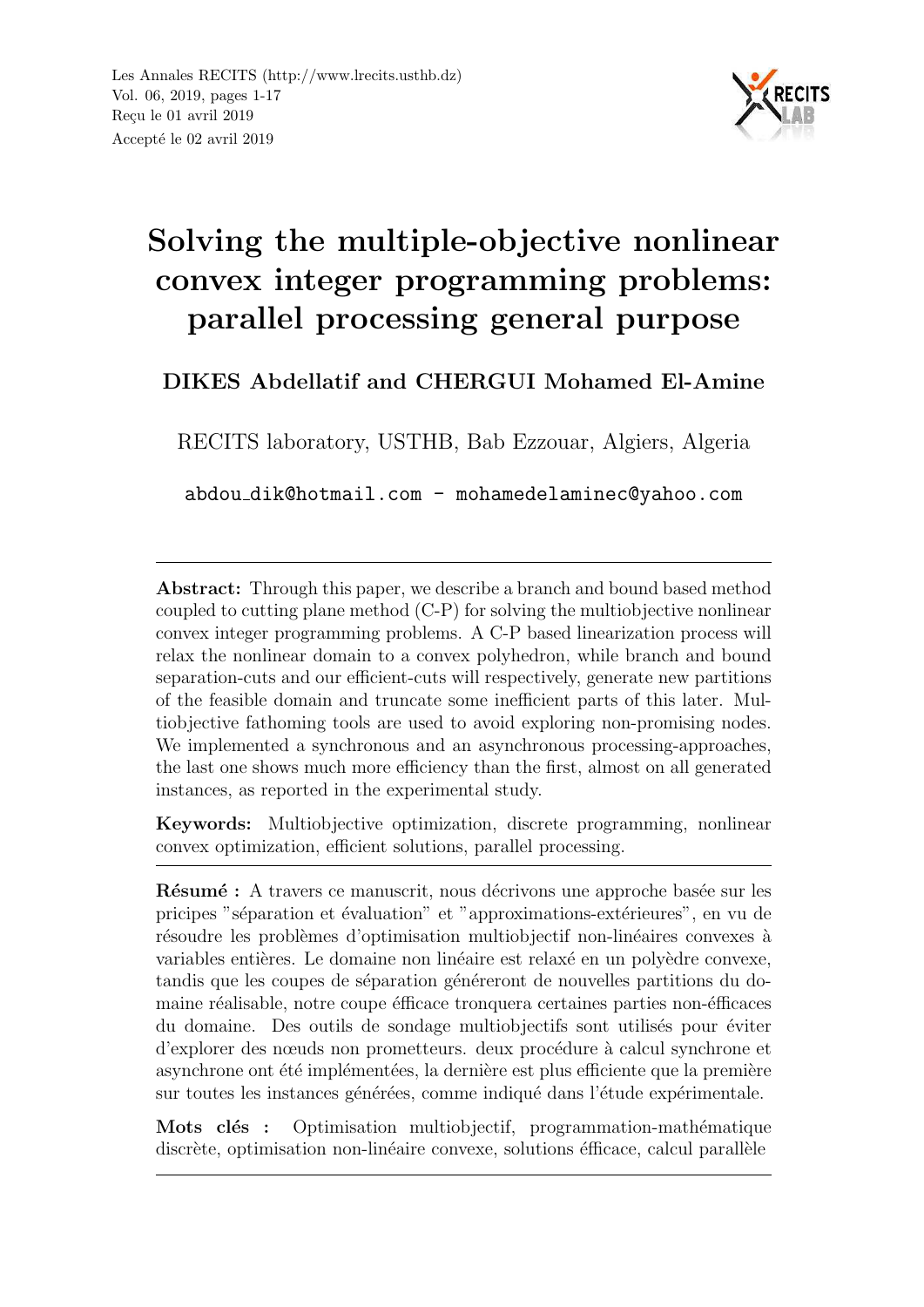# Solving the multiple-objective nonlinear convex integer programming problems: parallel processing general purpose

**DIKES Abdellatif and CHERGUI Mohamed El-Amine**

RECITS laboratory, USTHB, Bab Ezzouar, Algiers, Algeria

abdou_dik@hotmail.com - mohamedelaminec@yahoo.com

---

**Abstract:** Through this paper, we describe a branch and bound based method coupled to cutting plane method (C-P) for solving the multiobjective nonlinear convex integer programming problems. A C-P based linearization process will relax the nonlinear domain to a convex polyhedron, while branch and bound separation-cuts and our efficient-cuts will respectively, generate new partitions of the feasible domain and truncate some inefficient parts of this later. Multiobjective fathoming tools are used to avoid exploring non-promising nodes. We implemented a synchronous and an asynchronous processing-approaches, the last one shows much more efficiency than the first, almost on all generated instances, as reported in the experimental study.

**Keywords:** Multiobjective optimization, discrete programming, nonlinear convex optimization, efficient solutions, parallel processing.

---

**Résumé :** A travers ce manuscrit, nous décrivons une approche basée sur les pricipes "séparation et évaluation" et "approximations-extérieures", en vu de résoudre les problèmes d'optimisation multiobjectif non-linéaires convexes à variables entières. Le domaine non linéaire est relaxé en un polyèdre convexe, tandis que les coupes de séparation généreront de nouvelles partitions du domaine réalisable, notre coupe éfficace tronquera certaines parties non-éfficaces du domaine. Des outils de sondage multiobjectifs sont utilisés pour éviter d'explorer des nœuds non prometteurs. deux procédure à calcul synchrone et asynchrone ont été implémentées, la dernière est plus efficiente que la première sur toutes les instances générées, comme indiqué dans l'étude expérimentale.

**Mots clés :** Optimisation multiobjectif, programmation-mathématique discrète, optimisation non-linéaire convexe, solutions éfficace, calcul parallèle

---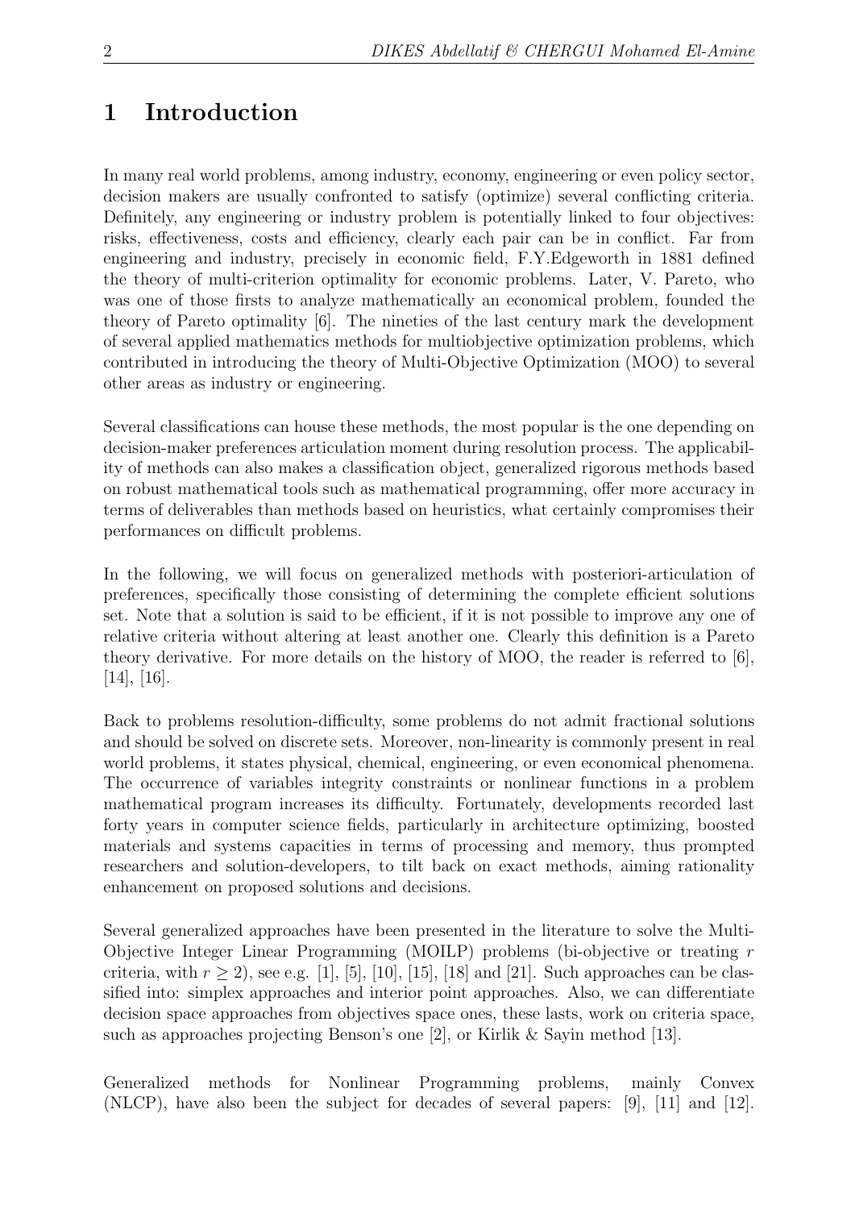# 1 Introduction

In many real world problems, among industry, economy, engineering or even policy sector, decision makers are usually confronted to satisfy (optimize) several conflicting criteria. Definitely, any engineering or industry problem is potentially linked to four objectives: risks, effectiveness, costs and efficiency, clearly each pair can be in conflict. Far from engineering and industry, precisely in economic field, F.Y.Edgeworth in 1881 defined the theory of multi-criterion optimality for economic problems. Later, V. Pareto, who was one of those firsts to analyze mathematically an economical problem, founded the theory of Pareto optimality [6]. The nineties of the last century mark the development of several applied mathematics methods for multiobjective optimization problems, which contributed in introducing the theory of Multi-Objective Optimization (MOO) to several other areas as industry or engineering.

Several classifications can house these methods, the most popular is the one depending on decision-maker preferences articulation moment during resolution process. The applicability of methods can also makes a classification object, generalized rigorous methods based on robust mathematical tools such as mathematical programming, offer more accuracy in terms of deliverables than methods based on heuristics, what certainly compromises their performances on difficult problems.

In the following, we will focus on generalized methods with posteriori-articulation of preferences, specifically those consisting of determining the complete efficient solutions set. Note that a solution is said to be efficient, if it is not possible to improve any one of relative criteria without altering at least another one. Clearly this definition is a Pareto theory derivative. For more details on the history of MOO, the reader is referred to [6], [14], [16].

Back to problems resolution-difficulty, some problems do not admit fractional solutions and should be solved on discrete sets. Moreover, non-linearity is commonly present in real world problems, it states physical, chemical, engineering, or even economical phenomena. The occurrence of variables integrity constraints or nonlinear functions in a problem mathematical program increases its difficulty. Fortunately, developments recorded last forty years in computer science fields, particularly in architecture optimizing, boosted materials and systems capacities in terms of processing and memory, thus prompted researchers and solution-developers, to tilt back on exact methods, aiming rationality enhancement on proposed solutions and decisions.

Several generalized approaches have been presented in the literature to solve the Multi-Objective Integer Linear Programming (MOILP) problems (bi-objective or treating $r$ criteria, with $r \geq 2$), see e.g. [1], [5], [10], [15], [18] and [21]. Such approaches can be classified into: simplex approaches and interior point approaches. Also, we can differentiate decision space approaches from objectives space ones, these lasts, work on criteria space, such as approaches projecting Benson's one [2], or Kirlik & Sayin method [13].

Generalized methods for Nonlinear Programming problems, mainly Convex (NLCP), have also been the subject for decades of several papers: [9], [11] and [12].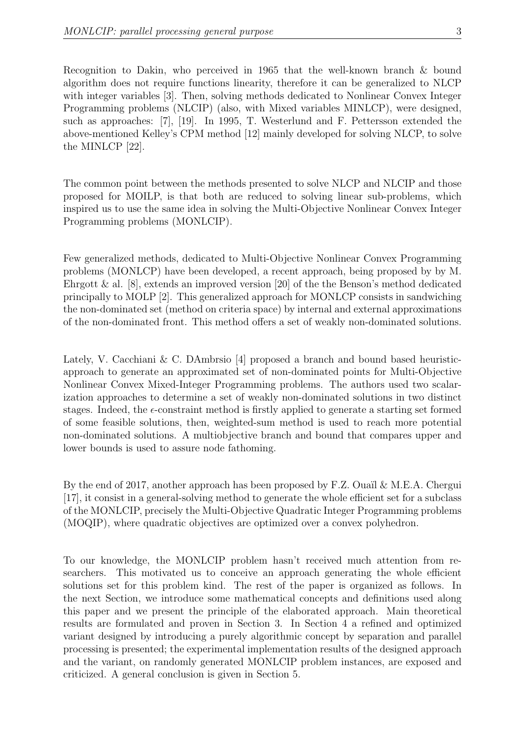Recognition to Dakin, who perceived in 1965 that the well-known branch & bound algorithm does not require functions linearity, therefore it can be generalized to NLCP with integer variables [3]. Then, solving methods dedicated to Nonlinear Convex Integer Programming problems (NLCIP) (also, with Mixed variables MINLCP), were designed, such as approaches: [7], [19]. In 1995, T. Westerlund and F. Pettersson extended the above-mentioned Kelley's CPM method [12] mainly developed for solving NLCP, to solve the MINLCP [22].

The common point between the methods presented to solve NLCP and NLCIP and those proposed for MOILP, is that both are reduced to solving linear sub-problems, which inspired us to use the same idea in solving the Multi-Objective Nonlinear Convex Integer Programming problems (MONLCIP).

Few generalized methods, dedicated to Multi-Objective Nonlinear Convex Programming problems (MONLCP) have been developed, a recent approach, being proposed by by M. Ehrgott & al. [8], extends an improved version [20] of the the Benson's method dedicated principally to MOLP [2]. This generalized approach for MONLCP consists in sandwiching the non-dominated set (method on criteria space) by internal and external approximations of the non-dominated front. This method offers a set of weakly non-dominated solutions.

Lately, V. Cacchiani & C. DAmbrsio [4] proposed a branch and bound based heuristic-approach to generate an approximated set of non-dominated points for Multi-Objective Nonlinear Convex Mixed-Integer Programming problems. The authors used two scalarization approaches to determine a set of weakly non-dominated solutions in two distinct stages. Indeed, the $\epsilon$-constraint method is firstly applied to generate a starting set formed of some feasible solutions, then, weighted-sum method is used to reach more potential non-dominated solutions. A multiobjective branch and bound that compares upper and lower bounds is used to assure node fathoming.

By the end of 2017, another approach has been proposed by F.Z. Ouaïl & M.E.A. Chergui [17], it consist in a general-solving method to generate the whole efficient set for a subclass of the MONLCIP, precisely the Multi-Objective Quadratic Integer Programming problems (MOQIP), where quadratic objectives are optimized over a convex polyhedron.

To our knowledge, the MONLCIP problem hasn't received much attention from researchers. This motivated us to conceive an approach generating the whole efficient solutions set for this problem kind. The rest of the paper is organized as follows. In the next Section, we introduce some mathematical concepts and definitions used along this paper and we present the principle of the elaborated approach. Main theoretical results are formulated and proven in Section 3. In Section 4 a refined and optimized variant designed by introducing a purely algorithmic concept by separation and parallel processing is presented; the experimental implementation results of the designed approach and the variant, on randomly generated MONLCIP problem instances, are exposed and criticized. A general conclusion is given in Section 5.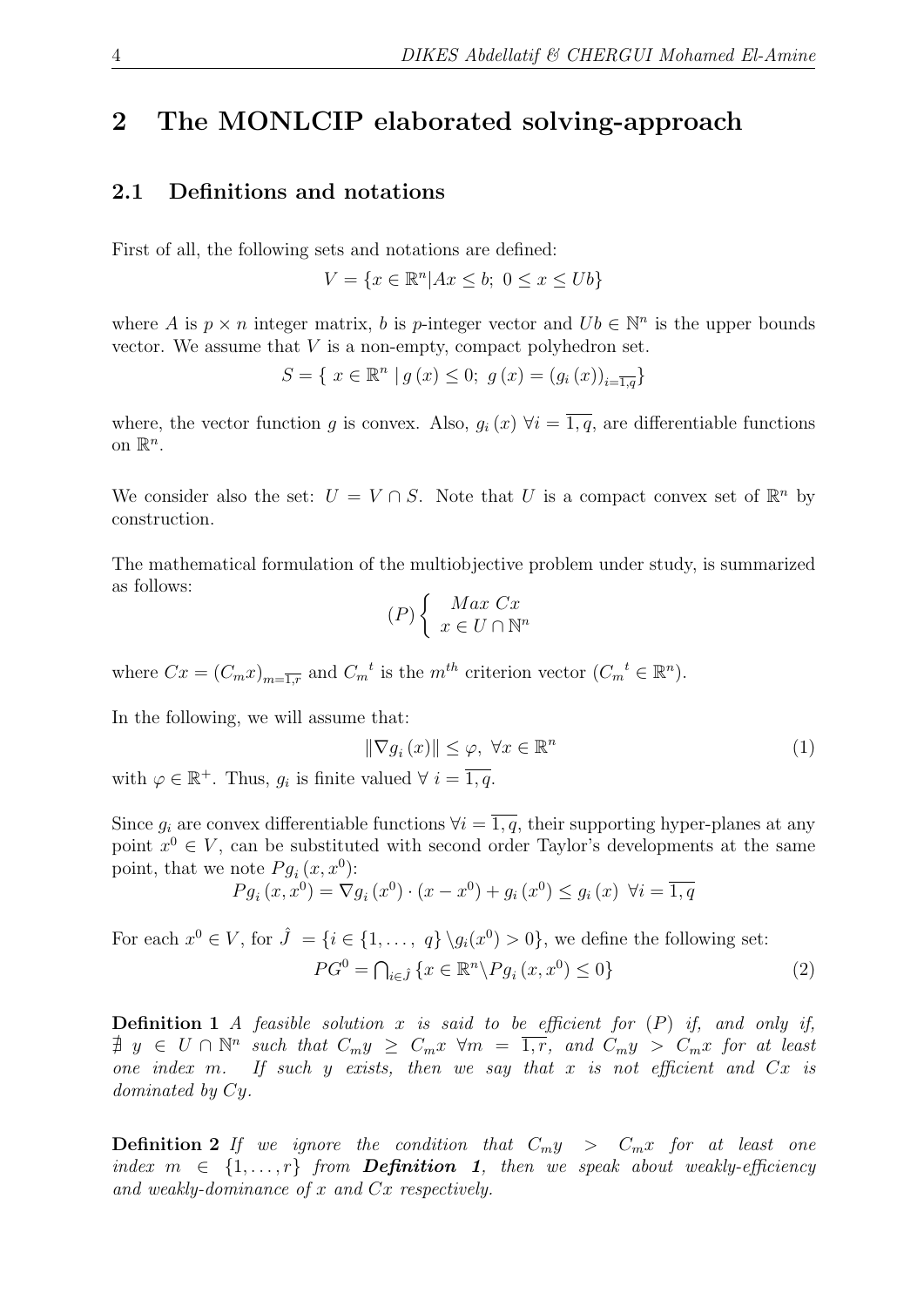## 2 The MONLCIP elaborated solving-approach

### 2.1 Definitions and notations

First of all, the following sets and notations are defined:

$$V = \{x \in \mathbb{R}^n | Ax \leq b;\ 0 \leq x \leq Ub\}$$

where $A$ is $p \times n$ integer matrix, $b$ is $p$-integer vector and $Ub \in \mathbb{N}^n$ is the upper bounds vector. We assume that $V$ is a non-empty, compact polyhedron set.

$$S = \{\ x \in \mathbb{R}^n \mid g(x) \leq 0;\ g(x) = (g_i(x))_{i=\overline{1,q}}\}$$

where, the vector function $g$ is convex. Also, $g_i(x)\ \forall i = \overline{1,q}$, are differentiable functions on $\mathbb{R}^n$.

We consider also the set: $U = V \cap S$. Note that $U$ is a compact convex set of $\mathbb{R}^n$ by construction.

The mathematical formulation of the multiobjective problem under study, is summarized as follows:

$$(P)\left\{\begin{array}{c} Max\ Cx \\ x \in U \cap \mathbb{N}^n \end{array}\right.$$

where $Cx = (C_m x)_{m=\overline{1,r}}$ and ${C_m}^t$ is the $m^{th}$ criterion vector (${C_m}^t \in \mathbb{R}^n$).

In the following, we will assume that:

$$\|\nabla g_i(x)\| \leq \varphi,\ \forall x \in \mathbb{R}^n \tag{1}$$

with $\varphi \in \mathbb{R}^+$. Thus, $g_i$ is finite valued $\forall\ i = \overline{1,q}$.

Since $g_i$ are convex differentiable functions $\forall i = \overline{1,q}$, their supporting hyper-planes at any point $x^0 \in V$, can be substituted with second order Taylor's developments at the same point, that we note $Pg_i(x, x^0)$:

$$Pg_i(x, x^0) = \nabla g_i(x^0) \cdot (x - x^0) + g_i(x^0) \leq g_i(x)\ \ \forall i = \overline{1,q}$$

For each $x^0 \in V$, for $\hat{J} = \{i \in \{1, \ldots,\ q\} \backslash g_i(x^0) > 0\}$, we define the following set:

$$PG^0 = \bigcap_{i \in \hat{J}} \{x \in \mathbb{R}^n \backslash Pg_i(x, x^0) \leq 0\} \tag{2}$$

**Definition 1** *A feasible solution $x$ is said to be efficient for $(P)$ if, and only if, $\nexists\ y \in U \cap \mathbb{N}^n$ such that $C_m y \geq C_m x\ \forall m = \overline{1,r}$, and $C_m y > C_m x$ for at least one index $m$. If such $y$ exists, then we say that $x$ is not efficient and $Cx$ is dominated by $Cy$.*

**Definition 2** *If we ignore the condition that $C_m y > C_m x$ for at least one index $m \in \{1, \ldots, r\}$ from **Definition 1**, then we speak about weakly-efficiency and weakly-dominance of $x$ and $Cx$ respectively.*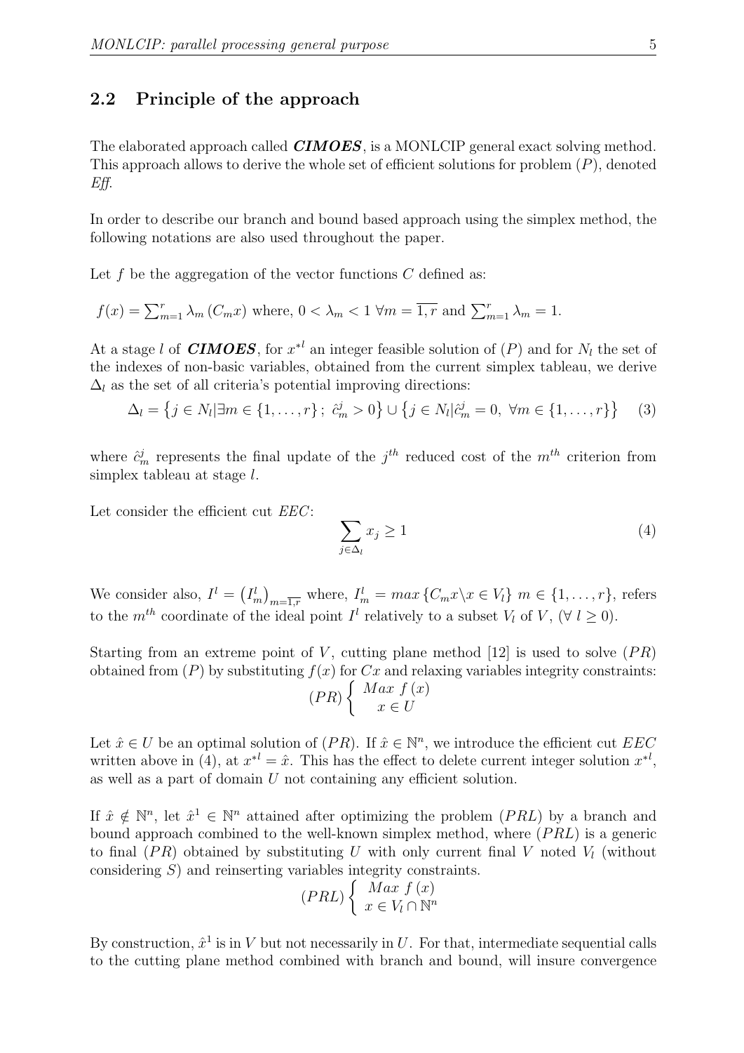## 2.2 Principle of the approach

The elaborated approach called ***CIMOES***, is a MONLCIP general exact solving method. This approach allows to derive the whole set of efficient solutions for problem $(P)$, denoted *Eff*.

In order to describe our branch and bound based approach using the simplex method, the following notations are also used throughout the paper.

Let $f$ be the aggregation of the vector functions $C$ defined as:

$f(x) = \sum_{m=1}^{r} \lambda_m (C_m x)$ where, $0 < \lambda_m < 1 \ \forall m = \overline{1,r}$ and $\sum_{m=1}^{r} \lambda_m = 1$.

At a stage $l$ of ***CIMOES***, for $x^{*l}$ an integer feasible solution of $(P)$ and for $N_l$ the set of the indexes of non-basic variables, obtained from the current simplex tableau, we derive $\Delta_l$ as the set of all criteria's potential improving directions:

$$\Delta_l = \left\{ j \in N_l | \exists m \in \{1, \ldots, r\} \, ; \, \hat{c}_m^j > 0 \right\} \cup \left\{ j \in N_l | \hat{c}_m^j = 0, \ \forall m \in \{1, \ldots, r\} \right\} \quad (3)$$

where $\hat{c}_m^j$ represents the final update of the $j^{th}$ reduced cost of the $m^{th}$ criterion from simplex tableau at stage $l$.

Let consider the efficient cut *EEC*:

$$\sum_{j \in \Delta_l} x_j \geq 1 \quad (4)$$

We consider also, $I^l = \left( I_m^l \right)_{m=\overline{1,r}}$ where, $I_m^l = max \left\{ C_m x \backslash x \in V_l \right\} \ m \in \{1, \ldots, r\}$, refers to the $m^{th}$ coordinate of the ideal point $I^l$ relatively to a subset $V_l$ of $V$, $(\forall \ l \geq 0)$.

Starting from an extreme point of $V$, cutting plane method [12] is used to solve $(PR)$ obtained from $(P)$ by substituting $f(x)$ for $Cx$ and relaxing variables integrity constraints:

$$(PR) \left\{ \begin{array}{c} Max \ f(x) \\ x \in U \end{array} \right.$$

Let $\hat{x} \in U$ be an optimal solution of $(PR)$. If $\hat{x} \in \mathbb{N}^n$, we introduce the efficient cut *EEC* written above in (4), at $x^{*l} = \hat{x}$. This has the effect to delete current integer solution $x^{*l}$, as well as a part of domain $U$ not containing any efficient solution.

If $\hat{x} \notin \mathbb{N}^n$, let $\hat{x}^1 \in \mathbb{N}^n$ attained after optimizing the problem $(PRL)$ by a branch and bound approach combined to the well-known simplex method, where $(PRL)$ is a generic to final $(PR)$ obtained by substituting $U$ with only current final $V$ noted $V_l$ (without considering $S$) and reinserting variables integrity constraints.

$$(PRL) \left\{ \begin{array}{c} Max \ f(x) \\ x \in V_l \cap \mathbb{N}^n \end{array} \right.$$

By construction, $\hat{x}^1$ is in $V$ but not necessarily in $U$. For that, intermediate sequential calls to the cutting plane method combined with branch and bound, will insure convergence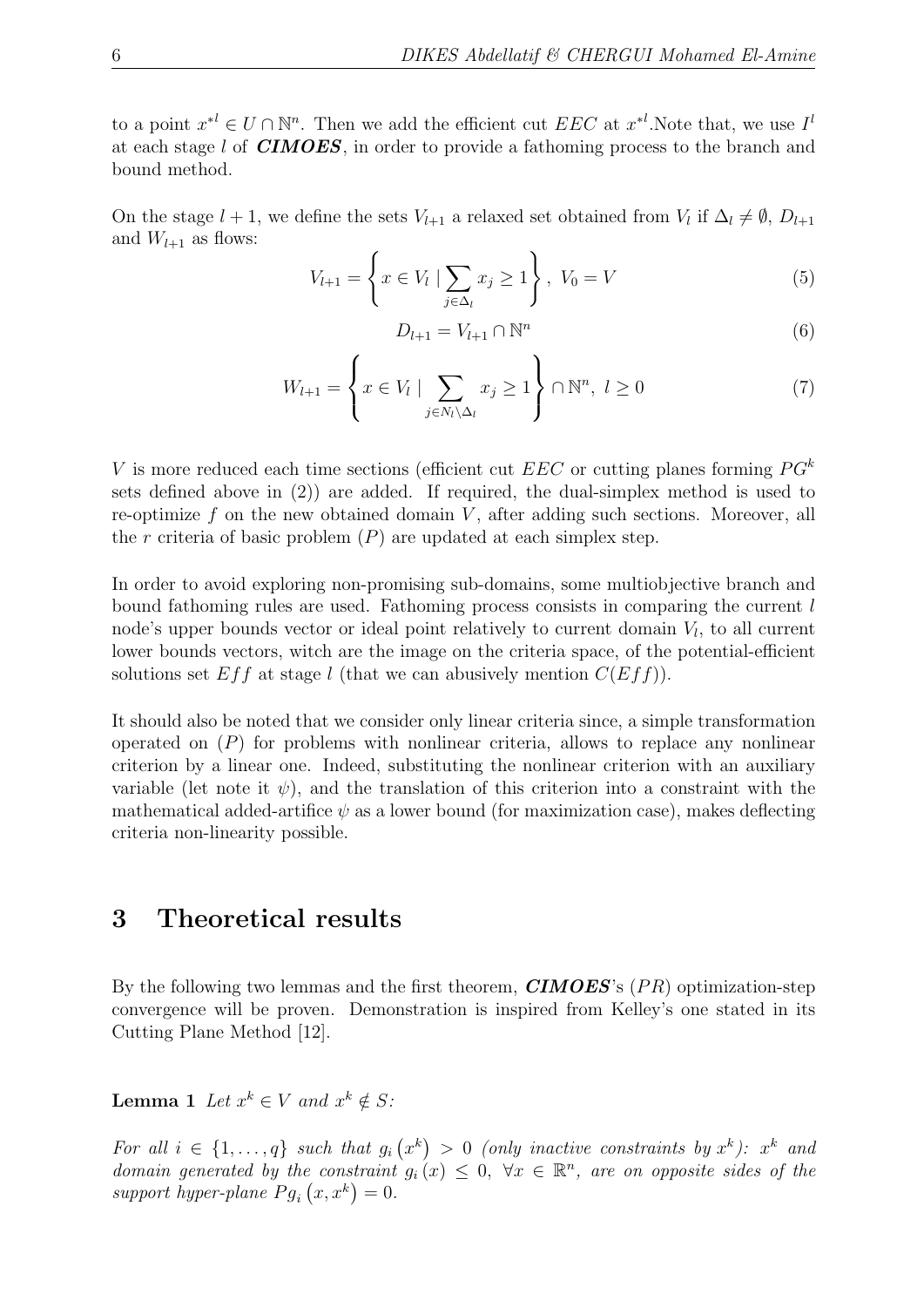to a point $x^{*l} \in U \cap \mathbb{N}^n$. Then we add the efficient cut $EEC$ at $x^{*l}$.Note that, we use $I^l$ at each stage $l$ of ***CIMOES***, in order to provide a fathoming process to the branch and bound method.

On the stage $l+1$, we define the sets $V_{l+1}$ a relaxed set obtained from $V_l$ if $\Delta_l \neq \emptyset$, $D_{l+1}$ and $W_{l+1}$ as flows:

$$V_{l+1} = \left\{ x \in V_l \mid \sum_{j \in \Delta_l} x_j \geq 1 \right\},\ V_0 = V \tag{5}$$

$$D_{l+1} = V_{l+1} \cap \mathbb{N}^n \tag{6}$$

$$W_{l+1} = \left\{ x \in V_l \mid \sum_{j \in N_l \setminus \Delta_l} x_j \geq 1 \right\} \cap \mathbb{N}^n,\ l \geq 0 \tag{7}$$

$V$ is more reduced each time sections (efficient cut $EEC$ or cutting planes forming $PG^k$ sets defined above in (2)) are added. If required, the dual-simplex method is used to re-optimize $f$ on the new obtained domain $V$, after adding such sections. Moreover, all the $r$ criteria of basic problem $(P)$ are updated at each simplex step.

In order to avoid exploring non-promising sub-domains, some multiobjective branch and bound fathoming rules are used. Fathoming process consists in comparing the current $l$ node's upper bounds vector or ideal point relatively to current domain $V_l$, to all current lower bounds vectors, witch are the image on the criteria space, of the potential-efficient solutions set $Eff$ at stage $l$ (that we can abusively mention $C(Eff)$).

It should also be noted that we consider only linear criteria since, a simple transformation operated on $(P)$ for problems with nonlinear criteria, allows to replace any nonlinear criterion by a linear one. Indeed, substituting the nonlinear criterion with an auxiliary variable (let note it $\psi$), and the translation of this criterion into a constraint with the mathematical added-artifice $\psi$ as a lower bound (for maximization case), makes deflecting criteria non-linearity possible.

# 3 Theoretical results

By the following two lemmas and the first theorem, ***CIMOES***'s $(PR)$ optimization-step convergence will be proven. Demonstration is inspired from Kelley's one stated in its Cutting Plane Method [12].

**Lemma 1** *Let $x^k \in V$ and $x^k \notin S$:*

*For all $i \in \{1, \ldots, q\}$ such that $g_i(x^k) > 0$ (only inactive constraints by $x^k$): $x^k$ and domain generated by the constraint $g_i(x) \leq 0,\ \forall x \in \mathbb{R}^n$, are on opposite sides of the support hyper-plane $Pg_i(x, x^k) = 0$.*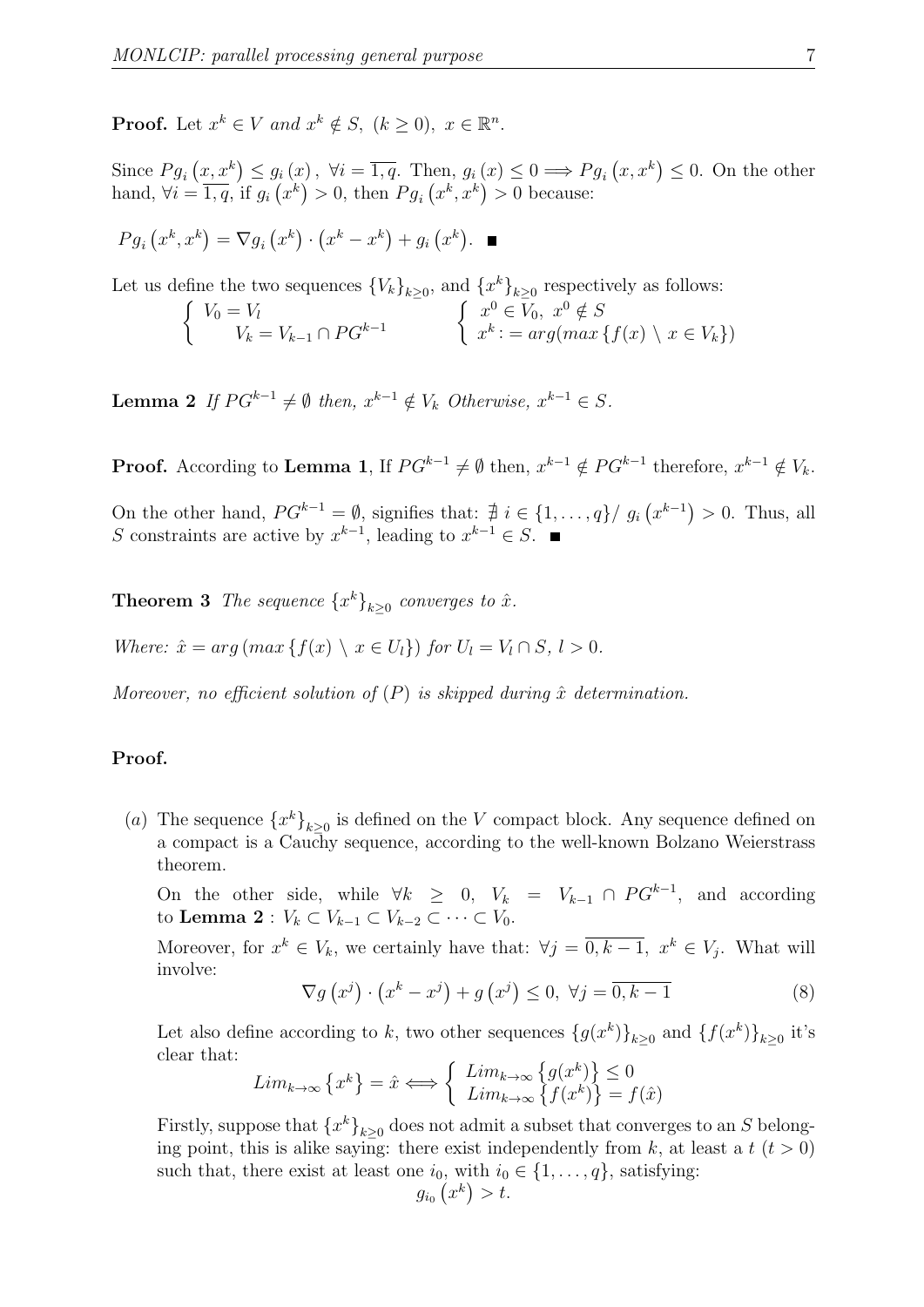**Proof.** Let $x^k \in V$ *and* $x^k \notin S,\ (k \geq 0),\ x \in \mathbb{R}^n$.

Since $Pg_i\left(x, x^k\right) \leq g_i\left(x\right),\ \forall i = \overline{1,q}$. Then, $g_i\left(x\right) \leq 0 \Longrightarrow Pg_i\left(x, x^k\right) \leq 0$. On the other hand, $\forall i = \overline{1,q}$, if $g_i\left(x^k\right) > 0$, then $Pg_i\left(x^k, x^k\right) > 0$ because:

$Pg_i\left(x^k, x^k\right) = \nabla g_i\left(x^k\right) \cdot \left(x^k - x^k\right) + g_i\left(x^k\right).$ ∎

Let us define the two sequences $\{V_k\}_{k\geq 0}$, and $\{x^k\}_{k\geq 0}$ respectively as follows:

$$\begin{cases} V_0 = V_l \\ \quad V_k = V_{k-1} \cap PG^{k-1} \end{cases} \qquad \begin{cases} x^0 \in V_0,\ x^0 \notin S \\ x^k := arg(max\left\{f(x) \setminus x \in V_k\right\}) \end{cases}$$

**Lemma 2** *If $PG^{k-1} \neq \emptyset$ then, $x^{k-1} \notin V_k$ Otherwise, $x^{k-1} \in S$.*

**Proof.** According to **Lemma 1**, If $PG^{k-1} \neq \emptyset$ then, $x^{k-1} \notin PG^{k-1}$ therefore, $x^{k-1} \notin V_k$.

On the other hand, $PG^{k-1} = \emptyset$, signifies that: $\nexists\ i \in \{1, \ldots, q\} /\ g_i\left(x^{k-1}\right) > 0$. Thus, all $S$ constraints are active by $x^{k-1}$, leading to $x^{k-1} \in S$. ∎

**Theorem 3** *The sequence $\{x^k\}_{k\geq 0}$ converges to $\hat{x}$.*

*Where: $\hat{x} = arg\left(max\left\{f(x) \setminus x \in U_l\right\}\right)$ for $U_l = V_l \cap S,\ l > 0$.*

*Moreover, no efficient solution of $(P)$ is skipped during $\hat{x}$ determination.*

**Proof.**

$(a)$ The sequence $\{x^k\}_{k\geq 0}$ is defined on the $V$ compact block. Any sequence defined on a compact is a Cauchy sequence, according to the well-known Bolzano Weierstrass theorem.

On the other side, while $\forall k \geq 0,\ V_k = V_{k-1} \cap PG^{k-1}$, and according to **Lemma 2** : $V_k \subset V_{k-1} \subset V_{k-2} \subset \cdots \subset V_0$.

Moreover, for $x^k \in V_k$, we certainly have that: $\forall j = \overline{0, k-1},\ x^k \in V_j$. What will involve:

$$\nabla g\left(x^j\right) \cdot \left(x^k - x^j\right) + g\left(x^j\right) \leq 0,\ \forall j = \overline{0, k-1} \tag{8}$$

Let also define according to $k$, two other sequences $\{g(x^k)\}_{k\geq 0}$ and $\{f(x^k)\}_{k\geq 0}$ it's clear that:

$$Lim_{k\to\infty}\left\{x^k\right\} = \hat{x} \Longleftrightarrow \begin{cases} Lim_{k\to\infty}\left\{g(x^k)\right\} \leq 0 \\ Lim_{k\to\infty}\left\{f(x^k)\right\} = f(\hat{x}) \end{cases}$$

Firstly, suppose that $\{x^k\}_{k\geq 0}$ does not admit a subset that converges to an $S$ belonging point, this is alike saying: there exist independently from $k$, at least a $t\ (t > 0)$ such that, there exist at least one $i_0$, with $i_0 \in \{1, \ldots, q\}$, satisfying:

$$g_{i_0}\left(x^k\right) > t.$$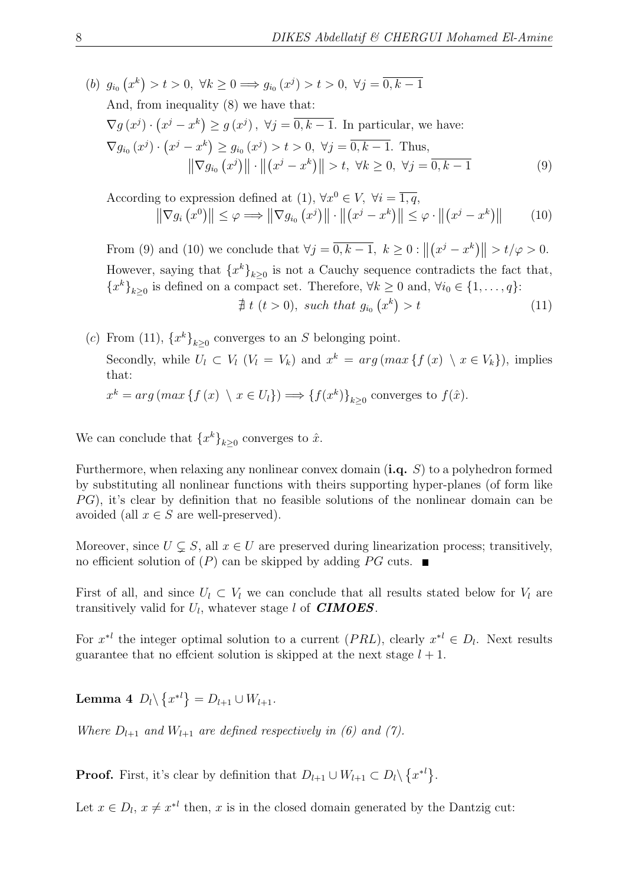(b) $g_{i_0}\left(x^k\right) > t > 0,\ \forall k \geq 0 \Longrightarrow g_{i_0}\left(x^j\right) > t > 0,\ \forall j = \overline{0, k-1}$

And, from inequality (8) we have that:

$\nabla g\left(x^j\right) \cdot \left(x^j - x^k\right) \geq g\left(x^j\right),\ \forall j = \overline{0, k-1}$. In particular, we have:

$\nabla g_{i_0}\left(x^j\right) \cdot \left(x^j - x^k\right) \geq g_{i_0}\left(x^j\right) > t > 0,\ \forall j = \overline{0, k-1}$. Thus,

$$\left\|\nabla g_{i_0}\left(x^j\right)\right\| \cdot \left\|\left(x^j - x^k\right)\right\| > t,\ \forall k \geq 0,\ \forall j = \overline{0, k-1} \tag{9}$$

According to expression defined at (1), $\forall x^0 \in V,\ \forall i = \overline{1, q}$,

$$\left\|\nabla g_i\left(x^0\right)\right\| \leq \varphi \Longrightarrow \left\|\nabla g_{i_0}\left(x^j\right)\right\| \cdot \left\|\left(x^j - x^k\right)\right\| \leq \varphi \cdot \left\|\left(x^j - x^k\right)\right\| \tag{10}$$

From (9) and (10) we conclude that $\forall j = \overline{0, k-1},\ k \geq 0 : \left\|\left(x^j - x^k\right)\right\| > t/\varphi > 0$.

However, saying that $\left\{x^k\right\}_{k\geq 0}$ is not a Cauchy sequence contradicts the fact that, $\left\{x^k\right\}_{k\geq 0}$ is defined on a compact set. Therefore, $\forall k \geq 0$ and, $\forall i_0 \in \{1, \ldots, q\}$:

$$\nexists\ t\ (t > 0),\ \textit{such that}\ g_{i_0}\left(x^k\right) > t \tag{11}$$

(c) From (11), $\left\{x^k\right\}_{k\geq 0}$ converges to an $S$ belonging point.

Secondly, while $U_l \subset V_l$ ($V_l = V_k$) and $x^k = arg\left(max\left\{f\left(x\right)\ \setminus\ x \in V_k\right\}\right)$, implies that:

$x^k = arg\left(max\left\{f\left(x\right)\ \setminus\ x \in U_l\right\}\right) \Longrightarrow \{f(x^k)\}_{k\geq 0}$ converges to $f(\hat{x})$.

We can conclude that $\left\{x^k\right\}_{k\geq 0}$ converges to $\hat{x}$.

Furthermore, when relaxing any nonlinear convex domain (**i.q.** $S$) to a polyhedron formed by substituting all nonlinear functions with theirs supporting hyper-planes (of form like $PG$), it's clear by definition that no feasible solutions of the nonlinear domain can be avoided (all $x \in S$ are well-preserved).

Moreover, since $U \subsetneq S$, all $x \in U$ are preserved during linearization process; transitively, no efficient solution of $(P)$ can be skipped by adding $PG$ cuts. ■

First of all, and since $U_l \subset V_l$ we can conclude that all results stated below for $V_l$ are transitively valid for $U_l$, whatever stage $l$ of ***CIMOES***.

For $x^{*l}$ the integer optimal solution to a current $(PRL)$, clearly $x^{*l} \in D_l$. Next results guarantee that no effcient solution is skipped at the next stage $l+1$.

**Lemma 4** $D_l \backslash \left\{x^{*l}\right\} = D_{l+1} \cup W_{l+1}$.

*Where $D_{l+1}$ and $W_{l+1}$ are defined respectively in (6) and (7).*

**Proof.** First, it's clear by definition that $D_{l+1} \cup W_{l+1} \subset D_l \backslash \left\{x^{*l}\right\}$.

Let $x \in D_l$, $x \neq x^{*l}$ then, $x$ is in the closed domain generated by the Dantzig cut: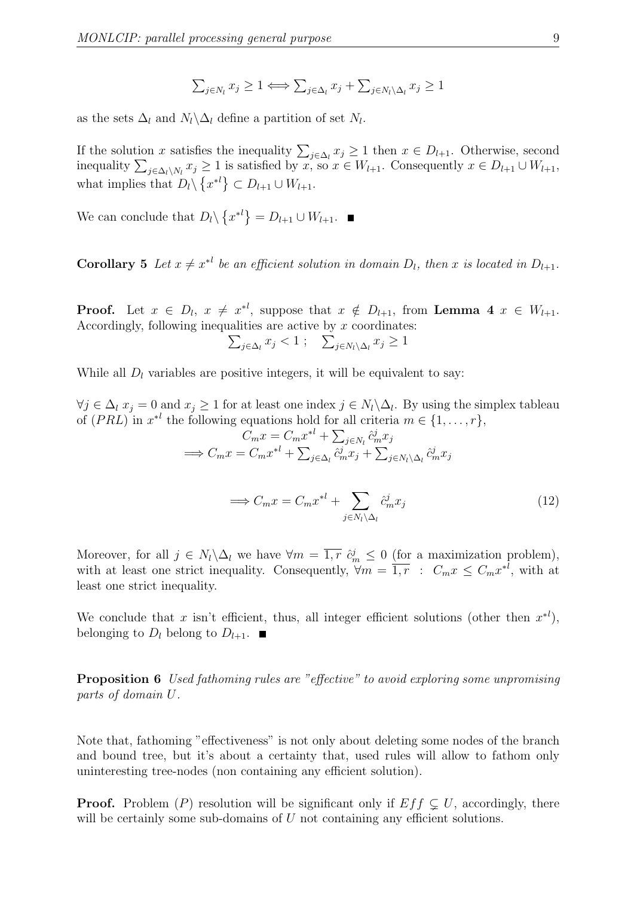$$\sum_{j\in N_l} x_j \geq 1 \Longleftrightarrow \sum_{j\in\Delta_l} x_j + \sum_{j\in N_l\backslash\Delta_l} x_j \geq 1$$

as the sets $\Delta_l$ and $N_l\backslash\Delta_l$ define a partition of set $N_l$.

If the solution $x$ satisfies the inequality $\sum_{j\in\Delta_l} x_j \geq 1$ then $x \in D_{l+1}$. Otherwise, second inequality $\sum_{j\in\Delta_l\backslash N_l} x_j \geq 1$ is satisfied by $x$, so $x \in W_{l+1}$. Consequently $x \in D_{l+1} \cup W_{l+1}$, what implies that $D_l\backslash \left\{x^{*l}\right\} \subset D_{l+1} \cup W_{l+1}$.

We can conclude that $D_l\backslash \left\{x^{*l}\right\} = D_{l+1} \cup W_{l+1}$. ∎

**Corollary 5** *Let $x \neq x^{*l}$ be an efficient solution in domain $D_l$, then $x$ is located in $D_{l+1}$.*

**Proof.** Let $x \in D_l$, $x \neq x^{*l}$, suppose that $x \notin D_{l+1}$, from **Lemma 4** $x \in W_{l+1}$. Accordingly, following inequalities are active by $x$ coordinates:

$$\sum_{j\in\Delta_l} x_j < 1 \, ; \quad \sum_{j\in N_l\backslash\Delta_l} x_j \geq 1$$

While all $D_l$ variables are positive integers, it will be equivalent to say:

$\forall j \in \Delta_l \; x_j = 0$ and $x_j \geq 1$ for at least one index $j \in N_l\backslash\Delta_l$. By using the simplex tableau of $(PRL)$ in $x^{*l}$ the following equations hold for all criteria $m \in \{1, \ldots, r\}$,

$$C_m x = C_m x^{*l} + \sum_{j\in N_l} \hat{c}_m^j x_j$$

$$\Longrightarrow C_m x = C_m x^{*l} + \sum_{j\in\Delta_l} \hat{c}_m^j x_j + \sum_{j\in N_l\backslash\Delta_l} \hat{c}_m^j x_j$$

$$\Longrightarrow C_m x = C_m x^{*l} + \sum_{j\in N_l\backslash\Delta_l} \hat{c}_m^j x_j \tag{12}$$

Moreover, for all $j \in N_l\backslash\Delta_l$ we have $\forall m = \overline{1,r} \; \hat{c}_m^j \leq 0$ (for a maximization problem), with at least one strict inequality. Consequently, $\forall m = \overline{1,r} \;\; : \;\; C_m x \leq C_m x^{*l}$, with at least one strict inequality.

We conclude that $x$ isn't efficient, thus, all integer efficient solutions (other then $x^{*l}$), belonging to $D_l$ belong to $D_{l+1}$. ∎

**Proposition 6** *Used fathoming rules are "effective" to avoid exploring some unpromising parts of domain $U$.*

Note that, fathoming "effectiveness" is not only about deleting some nodes of the branch and bound tree, but it's about a certainty that, used rules will allow to fathom only uninteresting tree-nodes (non containing any efficient solution).

**Proof.** Problem $(P)$ resolution will be significant only if $Eff \subsetneq U$, accordingly, there will be certainly some sub-domains of $U$ not containing any efficient solutions.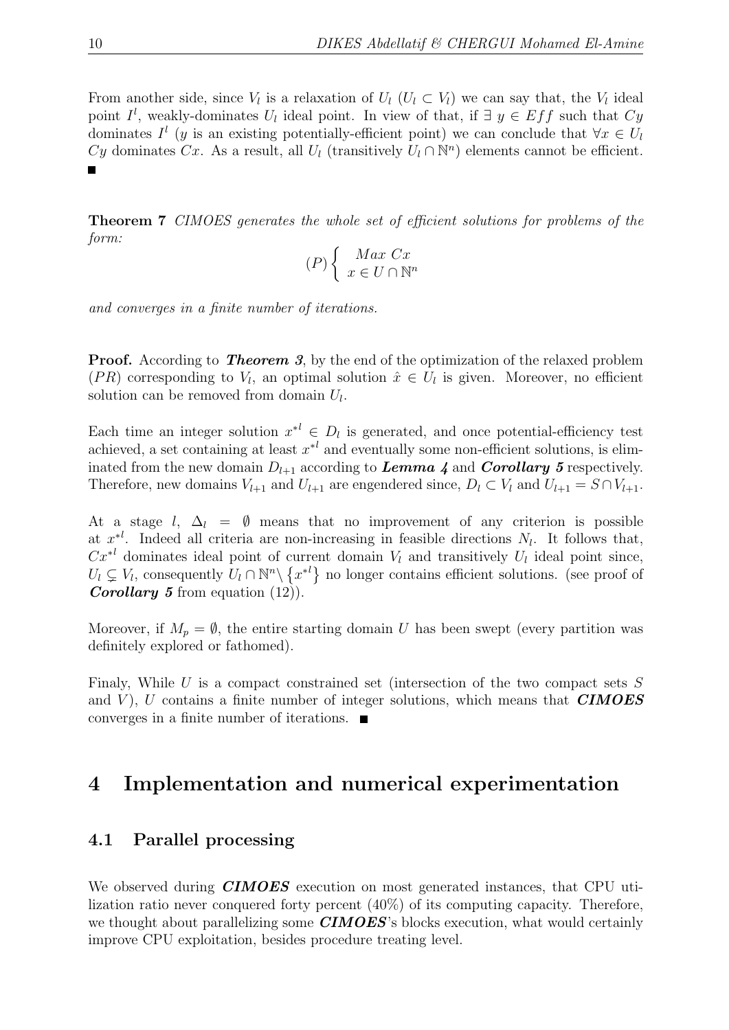From another side, since $V_l$ is a relaxation of $U_l$ ($U_l \subset V_l$) we can say that, the $V_l$ ideal point $I^l$, weakly-dominates $U_l$ ideal point. In view of that, if $\exists\ y \in Eff$ such that $Cy$ dominates $I^l$ ($y$ is an existing potentially-efficient point) we can conclude that $\forall x \in U_l$ $Cy$ dominates $Cx$. As a result, all $U_l$ (transitively $U_l \cap \mathbb{N}^n$) elements cannot be efficient. ■

**Theorem 7** *CIMOES generates the whole set of efficient solutions for problems of the form:*

$$(P) \left\{ \begin{array}{l} Max\ Cx \\ x \in U \cap \mathbb{N}^n \end{array} \right.$$

*and converges in a finite number of iterations.*

**Proof.** According to ***Theorem 3***, by the end of the optimization of the relaxed problem $(PR)$ corresponding to $V_l$, an optimal solution $\hat{x} \in U_l$ is given. Moreover, no efficient solution can be removed from domain $U_l$.

Each time an integer solution $x^{*l} \in D_l$ is generated, and once potential-efficiency test achieved, a set containing at least $x^{*l}$ and eventually some non-efficient solutions, is eliminated from the new domain $D_{l+1}$ according to ***Lemma 4*** and ***Corollary 5*** respectively. Therefore, new domains $V_{l+1}$ and $U_{l+1}$ are engendered since, $D_l \subset V_l$ and $U_{l+1} = S \cap V_{l+1}$.

At a stage $l$, $\Delta_l = \emptyset$ means that no improvement of any criterion is possible at $x^{*l}$. Indeed all criteria are non-increasing in feasible directions $N_l$. It follows that, $Cx^{*l}$ dominates ideal point of current domain $V_l$ and transitively $U_l$ ideal point since, $U_l \subsetneq V_l$, consequently $U_l \cap \mathbb{N}^n \setminus \left\{x^{*l}\right\}$ no longer contains efficient solutions. (see proof of ***Corollary 5*** from equation (12)).

Moreover, if $M_p = \emptyset$, the entire starting domain $U$ has been swept (every partition was definitely explored or fathomed).

Finaly, While $U$ is a compact constrained set (intersection of the two compact sets $S$ and $V$), $U$ contains a finite number of integer solutions, which means that ***CIMOES*** converges in a finite number of iterations. ■

# 4 Implementation and numerical experimentation

## 4.1 Parallel processing

We observed during ***CIMOES*** execution on most generated instances, that CPU utilization ratio never conquered forty percent (40%) of its computing capacity. Therefore, we thought about parallelizing some ***CIMOES***'s blocks execution, what would certainly improve CPU exploitation, besides procedure treating level.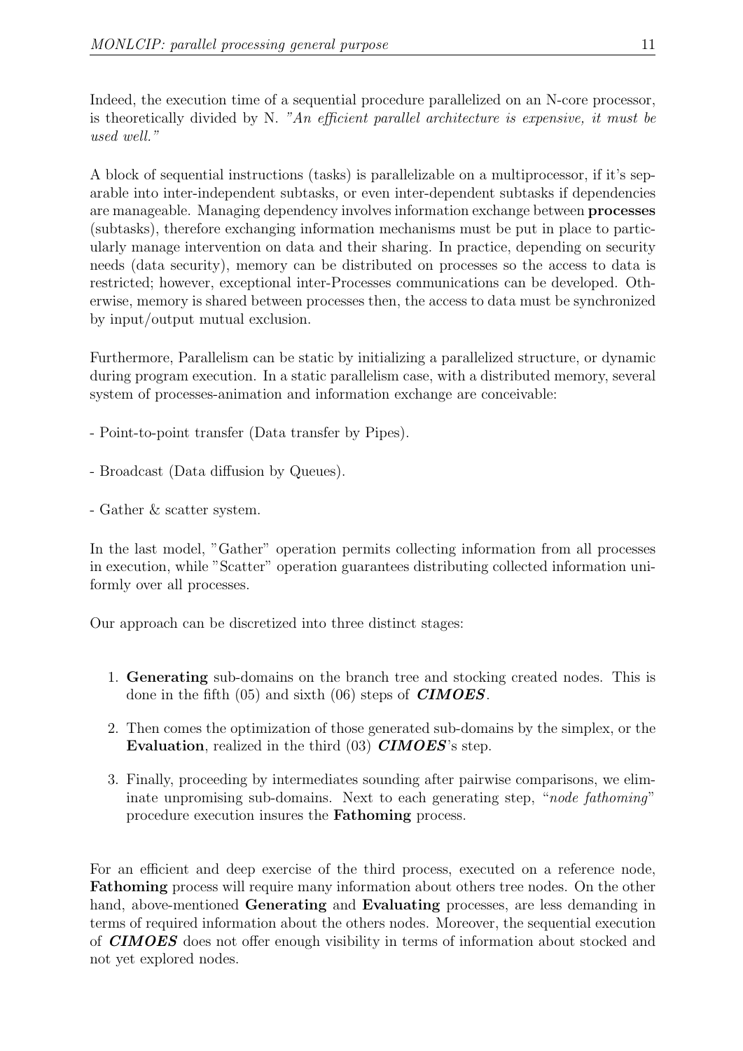Indeed, the execution time of a sequential procedure parallelized on an N-core processor, is theoretically divided by N. *"An efficient parallel architecture is expensive, it must be used well."*

A block of sequential instructions (tasks) is parallelizable on a multiprocessor, if it's separable into inter-independent subtasks, or even inter-dependent subtasks if dependencies are manageable. Managing dependency involves information exchange between **processes** (subtasks), therefore exchanging information mechanisms must be put in place to particularly manage intervention on data and their sharing. In practice, depending on security needs (data security), memory can be distributed on processes so the access to data is restricted; however, exceptional inter-Processes communications can be developed. Otherwise, memory is shared between processes then, the access to data must be synchronized by input/output mutual exclusion.

Furthermore, Parallelism can be static by initializing a parallelized structure, or dynamic during program execution. In a static parallelism case, with a distributed memory, several system of processes-animation and information exchange are conceivable:

- Point-to-point transfer (Data transfer by Pipes).

- Broadcast (Data diffusion by Queues).

- Gather & scatter system.

In the last model, "Gather" operation permits collecting information from all processes in execution, while "Scatter" operation guarantees distributing collected information uniformly over all processes.

Our approach can be discretized into three distinct stages:

1. **Generating** sub-domains on the branch tree and stocking created nodes. This is done in the fifth (05) and sixth (06) steps of ***CIMOES***.
2. Then comes the optimization of those generated sub-domains by the simplex, or the **Evaluation**, realized in the third (03) ***CIMOES***'s step.
3. Finally, proceeding by intermediates sounding after pairwise comparisons, we eliminate unpromising sub-domains. Next to each generating step, "*node fathoming*" procedure execution insures the **Fathoming** process.

For an efficient and deep exercise of the third process, executed on a reference node, **Fathoming** process will require many information about others tree nodes. On the other hand, above-mentioned **Generating** and **Evaluating** processes, are less demanding in terms of required information about the others nodes. Moreover, the sequential execution of ***CIMOES*** does not offer enough visibility in terms of information about stocked and not yet explored nodes.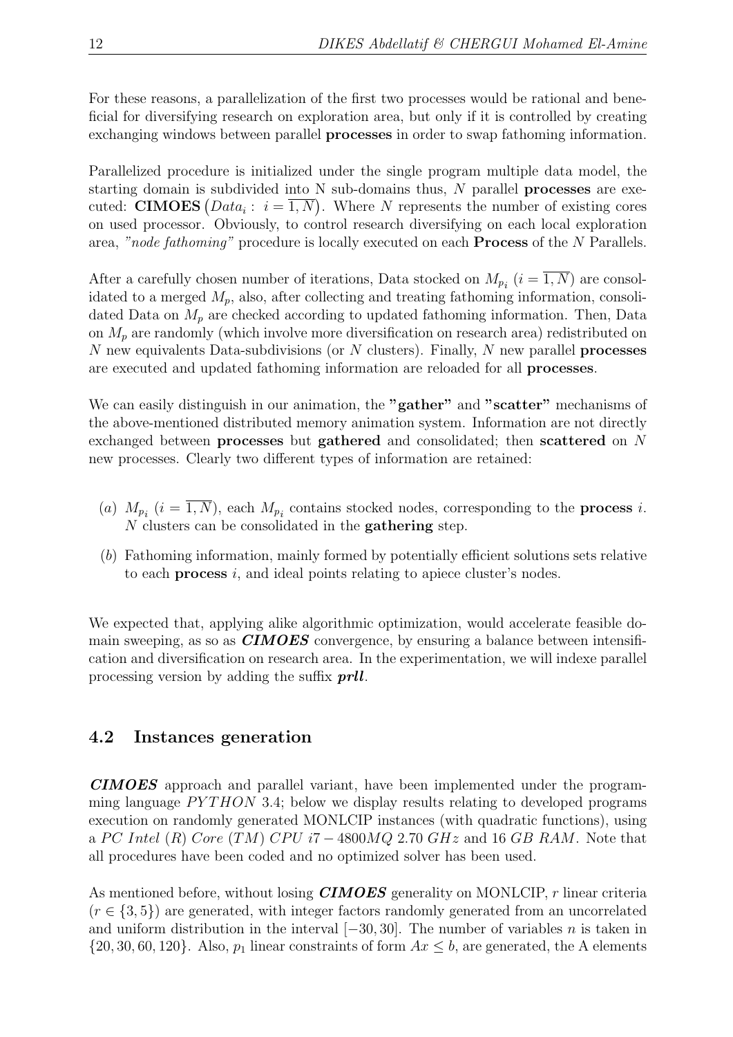For these reasons, a parallelization of the first two processes would be rational and beneficial for diversifying research on exploration area, but only if it is controlled by creating exchanging windows between parallel **processes** in order to swap fathoming information.

Parallelized procedure is initialized under the single program multiple data model, the starting domain is subdivided into N sub-domains thus, $N$ parallel **processes** are executed: **CIMOES** $\left(Data_i : \ i = \overline{1,N}\right)$. Where $N$ represents the number of existing cores on used processor. Obviously, to control research diversifying on each local exploration area, *"node fathoming"* procedure is locally executed on each **Process** of the $N$ Parallels.

After a carefully chosen number of iterations, Data stocked on $M_{p_i}$ $(i = \overline{1,N})$ are consolidated to a merged $M_p$, also, after collecting and treating fathoming information, consolidated Data on $M_p$ are checked according to updated fathoming information. Then, Data on $M_p$ are randomly (which involve more diversification on research area) redistributed on $N$ new equivalents Data-subdivisions (or $N$ clusters). Finally, $N$ new parallel **processes** are executed and updated fathoming information are reloaded for all **processes**.

We can easily distinguish in our animation, the **"gather"** and **"scatter"** mechanisms of the above-mentioned distributed memory animation system. Information are not directly exchanged between **processes** but **gathered** and consolidated; then **scattered** on $N$ new processes. Clearly two different types of information are retained:

- $(a)$ $M_{p_i}$ $(i = \overline{1,N})$, each $M_{p_i}$ contains stocked nodes, corresponding to the **process** $i$. $N$ clusters can be consolidated in the **gathering** step.
- $(b)$ Fathoming information, mainly formed by potentially efficient solutions sets relative to each **process** $i$, and ideal points relating to apiece cluster's nodes.

We expected that, applying alike algorithmic optimization, would accelerate feasible domain sweeping, as so as ***CIMOES*** convergence, by ensuring a balance between intensification and diversification on research area. In the experimentation, we will indexe parallel processing version by adding the suffix ***prll***.

## 4.2 Instances generation

***CIMOES*** approach and parallel variant, have been implemented under the programming language $PYTHON$ 3.4; below we display results relating to developed programs execution on randomly generated MONLCIP instances (with quadratic functions), using a $PC$ $Intel$ $(R)$ $Core$ $(TM)$ $CPU$ $i7-4800MQ$ 2.70 $GHz$ and 16 $GB$ $RAM$. Note that all procedures have been coded and no optimized solver has been used.

As mentioned before, without losing ***CIMOES*** generality on MONLCIP, $r$ linear criteria $(r \in \{3, 5\})$ are generated, with integer factors randomly generated from an uncorrelated and uniform distribution in the interval $[-30, 30]$. The number of variables $n$ is taken in $\{20, 30, 60, 120\}$. Also, $p_1$ linear constraints of form $Ax \leq b$, are generated, the A elements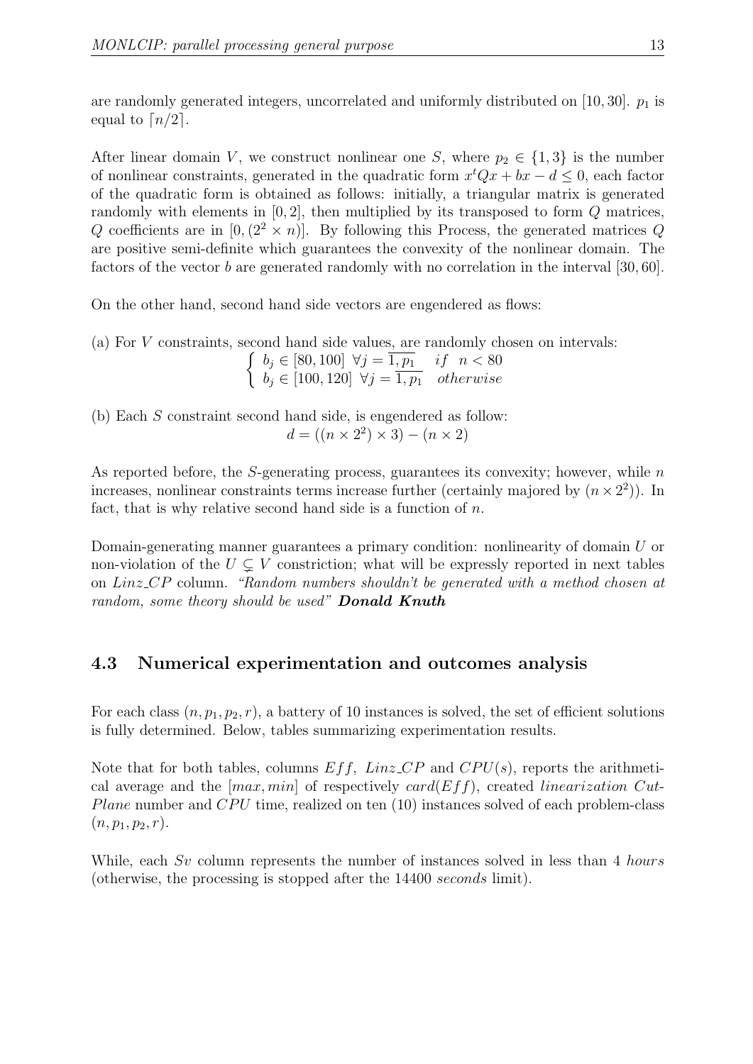are randomly generated integers, uncorrelated and uniformly distributed on $[10, 30]$. $p_1$ is equal to $\lceil n/2 \rceil$.

After linear domain $V$, we construct nonlinear one $S$, where $p_2 \in \{1, 3\}$ is the number of nonlinear constraints, generated in the quadratic form $x^t Qx + bx - d \leq 0$, each factor of the quadratic form is obtained as follows: initially, a triangular matrix is generated randomly with elements in $[0, 2]$, then multiplied by its transposed to form $Q$ matrices, $Q$ coefficients are in $[0, (2^2 \times n)]$. By following this Process, the generated matrices $Q$ are positive semi-definite which guarantees the convexity of the nonlinear domain. The factors of the vector $b$ are generated randomly with no correlation in the interval $[30, 60]$.

On the other hand, second hand side vectors are engendered as flows:

(a) For $V$ constraints, second hand side values, are randomly chosen on intervals:

$$\begin{cases} b_j \in [80, 100] \ \forall j = \overline{1, p_1} & if \ \ n < 80 \\ b_j \in [100, 120] \ \forall j = \overline{1, p_1} & otherwise \end{cases}$$

(b) Each $S$ constraint second hand side, is engendered as follow:

$$d = ((n \times 2^2) \times 3) - (n \times 2)$$

As reported before, the $S$-generating process, guarantees its convexity; however, while $n$ increases, nonlinear constraints terms increase further (certainly majored by $(n \times 2^2)$). In fact, that is why relative second hand side is a function of $n$.

Domain-generating manner guarantees a primary condition: nonlinearity of domain $U$ or non-violation of the $U \subsetneq V$ constriction; what will be expressly reported in next tables on *Linz_CP* column. *"Random numbers shouldn't be generated with a method chosen at random, some theory should be used"* ***Donald Knuth***

## 4.3 Numerical experimentation and outcomes analysis

For each class $(n, p_1, p_2, r)$, a battery of 10 instances is solved, the set of efficient solutions is fully determined. Below, tables summarizing experimentation results.

Note that for both tables, columns $Eff$, *Linz_CP* and $CPU(s)$, reports the arithmetical average and the $[max, min]$ of respectively $card(Eff)$, created *linearization Cut-Plane* number and $CPU$ time, realized on ten (10) instances solved of each problem-class $(n, p_1, p_2, r)$.

While, each $Sv$ column represents the number of instances solved in less than 4 *hours* (otherwise, the processing is stopped after the 14400 *seconds* limit).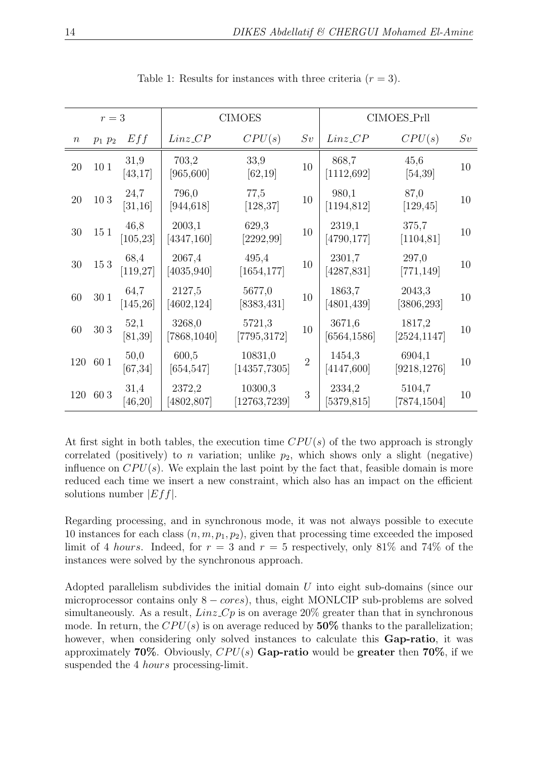Table 1: Results for instances with three criteria ($r = 3$).

| $r = 3$ | | | CIMOES | | | CIMOES_Prll | | |
|---|---|---|---|---|---|---|---|---|
| $n$ | $p_1$ $p_2$ | $Eff$ | $Linz\_CP$ | $CPU(s)$ | $Sv$ | $Linz\_CP$ | $CPU(s)$ | $Sv$ |
| 20 | 10 1 | 31,9 [43,17] | 703,2 [965,600] | 33,9 [62,19] | 10 | 868,7 [1112,692] | 45,6 [54,39] | 10 |
| 20 | 10 3 | 24,7 [31,16] | 796,0 [944,618] | 77,5 [128,37] | 10 | 980,1 [1194,812] | 87,0 [129,45] | 10 |
| 30 | 15 1 | 46,8 [105,23] | 2003,1 [4347,160] | 629,3 [2292,99] | 10 | 2319,1 [4790,177] | 375,7 [1104,81] | 10 |
| 30 | 15 3 | 68,4 [119,27] | 2067,4 [4035,940] | 495,4 [1654,177] | 10 | 2301,7 [4287,831] | 297,0 [771,149] | 10 |
| 60 | 30 1 | 64,7 [145,26] | 2127,5 [4602,124] | 5677,0 [8383,431] | 10 | 1863,7 [4801,439] | 2043,3 [3806,293] | 10 |
| 60 | 30 3 | 52,1 [81,39] | 3268,0 [7868,1040] | 5721,3 [7795,3172] | 10 | 3671,6 [6564,1586] | 1817,2 [2524,1147] | 10 |
| 120 | 60 1 | 50,0 [67,34] | 600,5 [654,547] | 10831,0 [14357,7305] | 2 | 1454,3 [4147,600] | 6904,1 [9218,1276] | 10 |
| 120 | 60 3 | 31,4 [46,20] | 2372,2 [4802,807] | 10300,3 [12763,7239] | 3 | 2334,2 [5379,815] | 5104,7 [7874,1504] | 10 |

At first sight in both tables, the execution time $CPU(s)$ of the two approach is strongly correlated (positively) to $n$ variation; unlike $p_2$, which shows only a slight (negative) influence on $CPU(s)$. We explain the last point by the fact that, feasible domain is more reduced each time we insert a new constraint, which also has an impact on the efficient solutions number $|Eff|$.

Regarding processing, and in synchronous mode, it was not always possible to execute 10 instances for each class $(n, m, p_1, p_2)$, given that processing time exceeded the imposed limit of 4 *hours*. Indeed, for $r = 3$ and $r = 5$ respectively, only 81% and 74% of the instances were solved by the synchronous approach.

Adopted parallelism subdivides the initial domain $U$ into eight sub-domains (since our microprocessor contains only $8 - cores$), thus, eight MONLCIP sub-problems are solved simultaneously. As a result, $Linz\_Cp$ is on average 20% greater than that in synchronous mode. In return, the $CPU(s)$ is on average reduced by **50%** thanks to the parallelization; however, when considering only solved instances to calculate this **Gap-ratio**, it was approximately **70%**. Obviously, $CPU(s)$ **Gap-ratio** would be **greater** then **70%**, if we suspended the 4 *hours* processing-limit.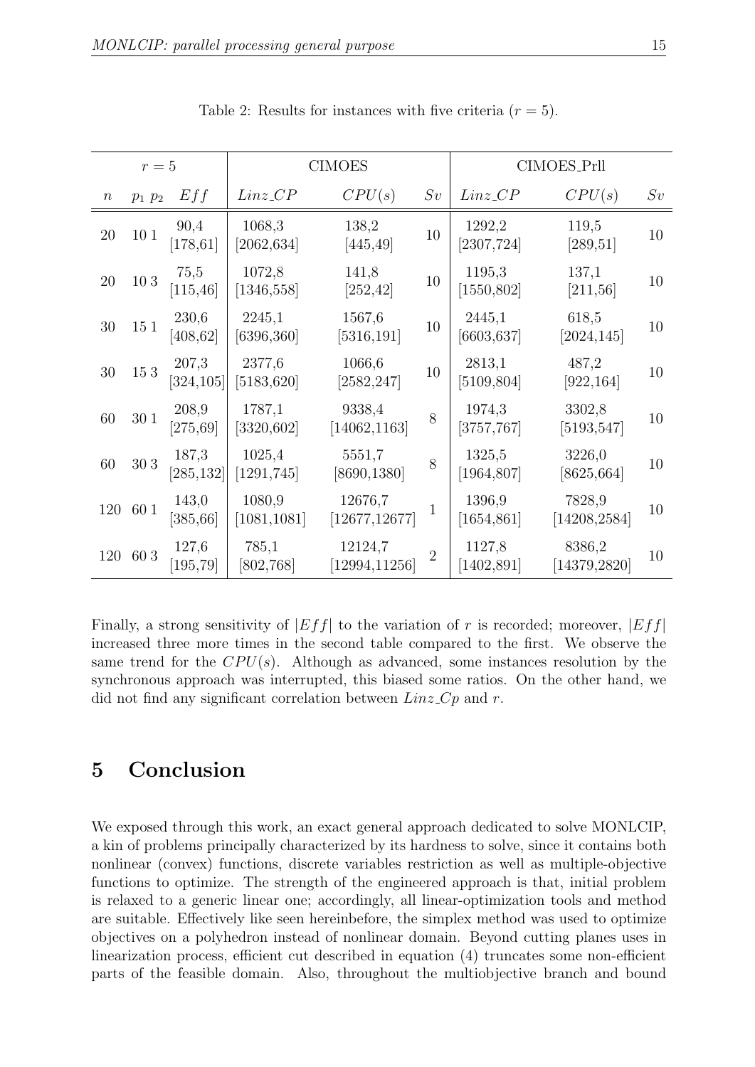Table 2: Results for instances with five criteria ($r = 5$).

| $r = 5$ | | | CIMOES | | | CIMOES_Prll | | |
|---|---|---|---|---|---|---|---|---|
| $n$ | $p_1$ $p_2$ | $Eff$ | $Linz\_CP$ | $CPU(s)$ | $Sv$ | $Linz\_CP$ | $CPU(s)$ | $Sv$ |
| 20 | 10 1 | 90,4 [178,61] | 1068,3 [2062,634] | 138,2 [445,49] | 10 | 1292,2 [2307,724] | 119,5 [289,51] | 10 |
| 20 | 10 3 | 75,5 [115,46] | 1072,8 [1346,558] | 141,8 [252,42] | 10 | 1195,3 [1550,802] | 137,1 [211,56] | 10 |
| 30 | 15 1 | 230,6 [408,62] | 2245,1 [6396,360] | 1567,6 [5316,191] | 10 | 2445,1 [6603,637] | 618,5 [2024,145] | 10 |
| 30 | 15 3 | 207,3 [324,105] | 2377,6 [5183,620] | 1066,6 [2582,247] | 10 | 2813,1 [5109,804] | 487,2 [922,164] | 10 |
| 60 | 30 1 | 208,9 [275,69] | 1787,1 [3320,602] | 9338,4 [14062,1163] | 8 | 1974,3 [3757,767] | 3302,8 [5193,547] | 10 |
| 60 | 30 3 | 187,3 [285,132] | 1025,4 [1291,745] | 5551,7 [8690,1380] | 8 | 1325,5 [1964,807] | 3226,0 [8625,664] | 10 |
| 120 | 60 1 | 143,0 [385,66] | 1080,9 [1081,1081] | 12676,7 [12677,12677] | 1 | 1396,9 [1654,861] | 7828,9 [14208,2584] | 10 |
| 120 | 60 3 | 127,6 [195,79] | 785,1 [802,768] | 12124,7 [12994,11256] | 2 | 1127,8 [1402,891] | 8386,2 [14379,2820] | 10 |

Finally, a strong sensitivity of $|Eff|$ to the variation of $r$ is recorded; moreover, $|Eff|$ increased three more times in the second table compared to the first. We observe the same trend for the $CPU(s)$. Although as advanced, some instances resolution by the synchronous approach was interrupted, this biased some ratios. On the other hand, we did not find any significant correlation between $Linz\_Cp$ and $r$.

# 5 Conclusion

We exposed through this work, an exact general approach dedicated to solve MONLCIP, a kin of problems principally characterized by its hardness to solve, since it contains both nonlinear (convex) functions, discrete variables restriction as well as multiple-objective functions to optimize. The strength of the engineered approach is that, initial problem is relaxed to a generic linear one; accordingly, all linear-optimization tools and method are suitable. Effectively like seen hereinbefore, the simplex method was used to optimize objectives on a polyhedron instead of nonlinear domain. Beyond cutting planes uses in linearization process, efficient cut described in equation (4) truncates some non-efficient parts of the feasible domain. Also, throughout the multiobjective branch and bound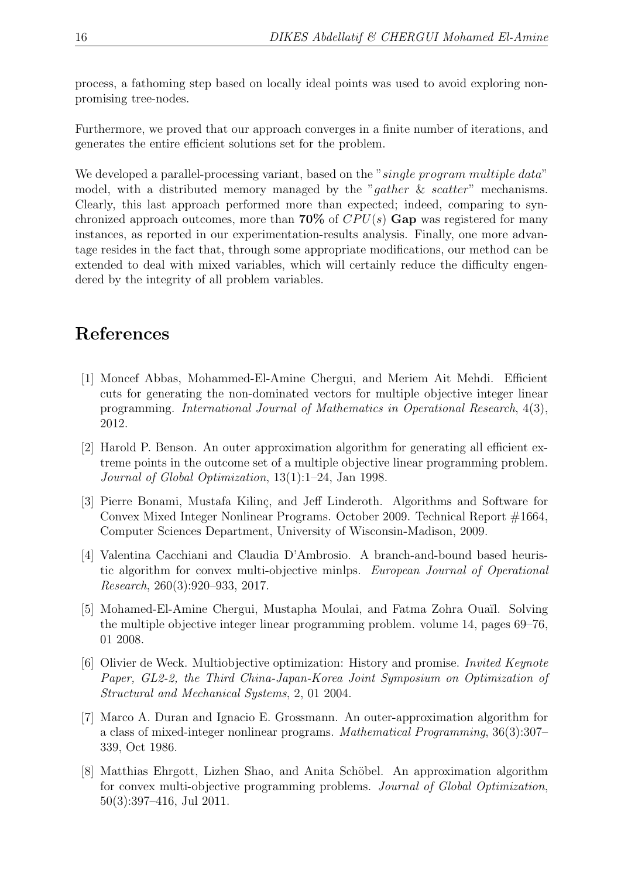process, a fathoming step based on locally ideal points was used to avoid exploring non-promising tree-nodes.

Furthermore, we proved that our approach converges in a finite number of iterations, and generates the entire efficient solutions set for the problem.

We developed a parallel-processing variant, based on the "*single program multiple data*" model, with a distributed memory managed by the "*gather* & *scatter*" mechanisms. Clearly, this last approach performed more than expected; indeed, comparing to synchronized approach outcomes, more than **70%** of $CPU(s)$ **Gap** was registered for many instances, as reported in our experimentation-results analysis. Finally, one more advantage resides in the fact that, through some appropriate modifications, our method can be extended to deal with mixed variables, which will certainly reduce the difficulty engendered by the integrity of all problem variables.

## References

[1] Moncef Abbas, Mohammed-El-Amine Chergui, and Meriem Ait Mehdi. Efficient cuts for generating the non-dominated vectors for multiple objective integer linear programming. *International Journal of Mathematics in Operational Research*, 4(3), 2012.

[2] Harold P. Benson. An outer approximation algorithm for generating all efficient extreme points in the outcome set of a multiple objective linear programming problem. *Journal of Global Optimization*, 13(1):1–24, Jan 1998.

[3] Pierre Bonami, Mustafa Kilinç, and Jeff Linderoth. Algorithms and Software for Convex Mixed Integer Nonlinear Programs. October 2009. Technical Report #1664, Computer Sciences Department, University of Wisconsin-Madison, 2009.

[4] Valentina Cacchiani and Claudia D'Ambrosio. A branch-and-bound based heuristic algorithm for convex multi-objective minlps. *European Journal of Operational Research*, 260(3):920–933, 2017.

[5] Mohamed-El-Amine Chergui, Mustapha Moulai, and Fatma Zohra Ouaïl. Solving the multiple objective integer linear programming problem. volume 14, pages 69–76, 01 2008.

[6] Olivier de Weck. Multiobjective optimization: History and promise. *Invited Keynote Paper, GL2-2, the Third China-Japan-Korea Joint Symposium on Optimization of Structural and Mechanical Systems*, 2, 01 2004.

[7] Marco A. Duran and Ignacio E. Grossmann. An outer-approximation algorithm for a class of mixed-integer nonlinear programs. *Mathematical Programming*, 36(3):307–339, Oct 1986.

[8] Matthias Ehrgott, Lizhen Shao, and Anita Schöbel. An approximation algorithm for convex multi-objective programming problems. *Journal of Global Optimization*, 50(3):397–416, Jul 2011.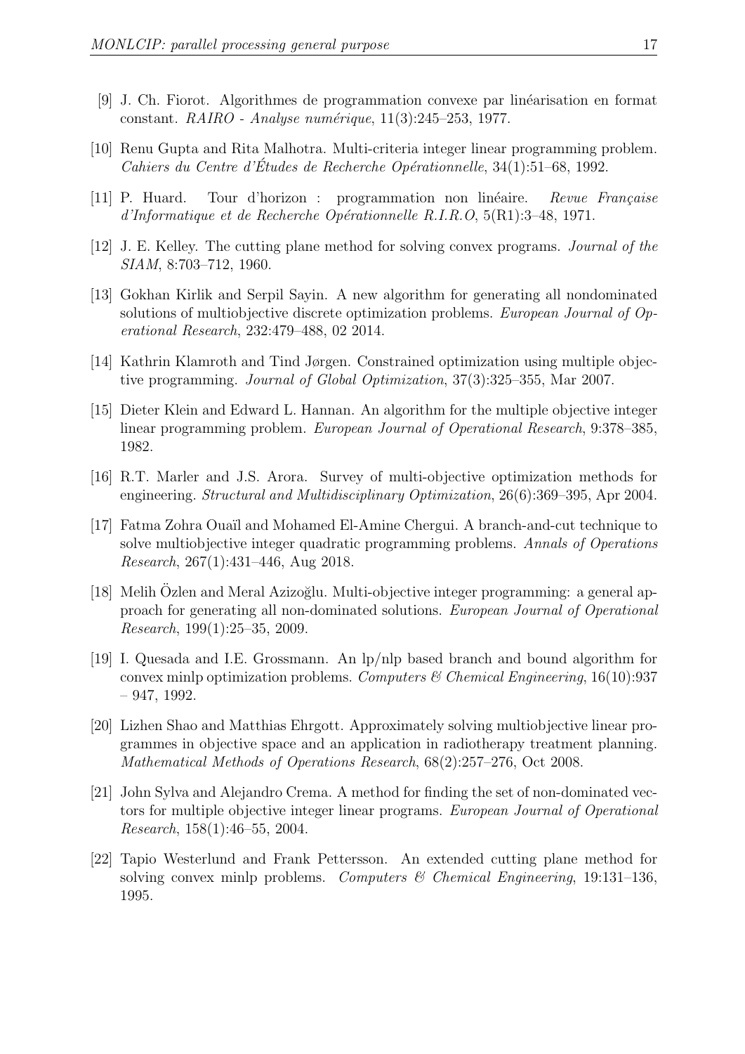[9] J. Ch. Fiorot. Algorithmes de programmation convexe par linéarisation en format constant. *RAIRO - Analyse numérique*, 11(3):245–253, 1977.

[10] Renu Gupta and Rita Malhotra. Multi-criteria integer linear programming problem. *Cahiers du Centre d'Études de Recherche Opérationnelle*, 34(1):51–68, 1992.

[11] P. Huard. Tour d'horizon : programmation non linéaire. *Revue Française d'Informatique et de Recherche Opérationnelle R.I.R.O*, 5(R1):3–48, 1971.

[12] J. E. Kelley. The cutting plane method for solving convex programs. *Journal of the SIAM*, 8:703–712, 1960.

[13] Gokhan Kirlik and Serpil Sayin. A new algorithm for generating all nondominated solutions of multiobjective discrete optimization problems. *European Journal of Operational Research*, 232:479–488, 02 2014.

[14] Kathrin Klamroth and Tind Jørgen. Constrained optimization using multiple objective programming. *Journal of Global Optimization*, 37(3):325–355, Mar 2007.

[15] Dieter Klein and Edward L. Hannan. An algorithm for the multiple objective integer linear programming problem. *European Journal of Operational Research*, 9:378–385, 1982.

[16] R.T. Marler and J.S. Arora. Survey of multi-objective optimization methods for engineering. *Structural and Multidisciplinary Optimization*, 26(6):369–395, Apr 2004.

[17] Fatma Zohra Ouaïl and Mohamed El-Amine Chergui. A branch-and-cut technique to solve multiobjective integer quadratic programming problems. *Annals of Operations Research*, 267(1):431–446, Aug 2018.

[18] Melih Özlen and Meral Azizoğlu. Multi-objective integer programming: a general approach for generating all non-dominated solutions. *European Journal of Operational Research*, 199(1):25–35, 2009.

[19] I. Quesada and I.E. Grossmann. An lp/nlp based branch and bound algorithm for convex minlp optimization problems. *Computers & Chemical Engineering*, 16(10):937 – 947, 1992.

[20] Lizhen Shao and Matthias Ehrgott. Approximately solving multiobjective linear programmes in objective space and an application in radiotherapy treatment planning. *Mathematical Methods of Operations Research*, 68(2):257–276, Oct 2008.

[21] John Sylva and Alejandro Crema. A method for finding the set of non-dominated vectors for multiple objective integer linear programs. *European Journal of Operational Research*, 158(1):46–55, 2004.

[22] Tapio Westerlund and Frank Pettersson. An extended cutting plane method for solving convex minlp problems. *Computers & Chemical Engineering*, 19:131–136, 1995.